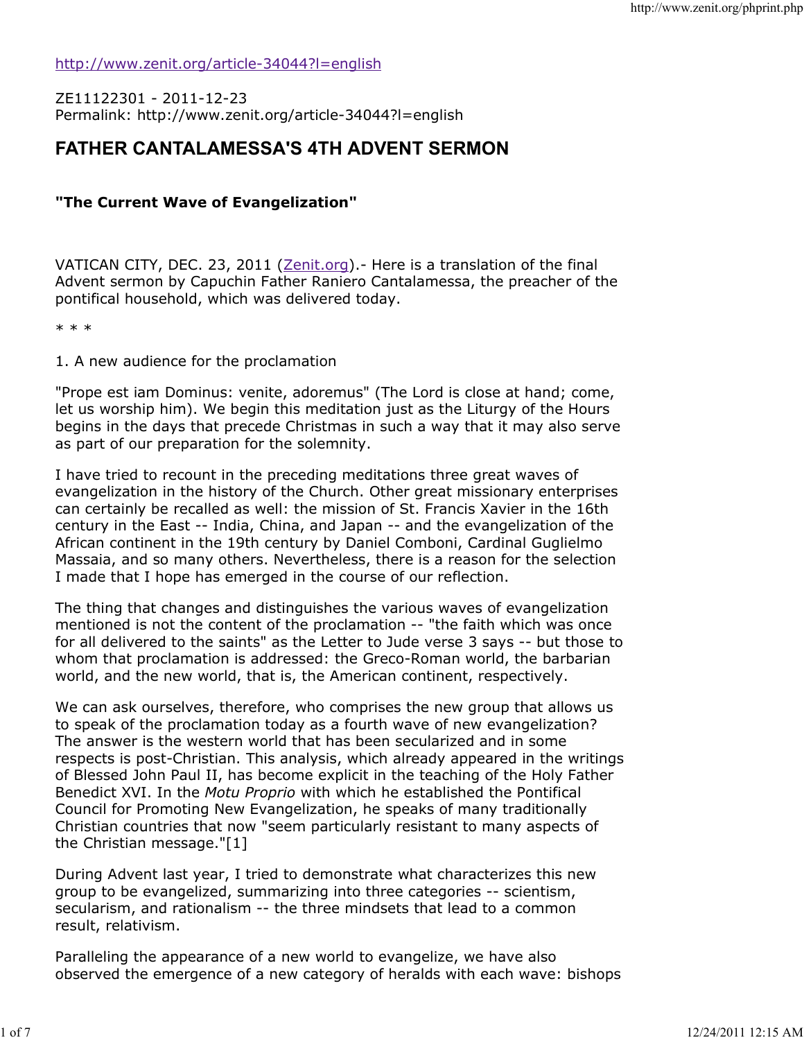http://www.zenit.org/article-34044?l=english

ZE11122301 - 2011-12-23
Permalink: http://www.zenit.org/article-34044?l=english

# FATHER CANTALAMESSA'S 4TH ADVENT SERMON

### "The Current Wave of Evangelization"

VATICAN CITY, DEC. 23, 2011 (Zenit.org).- Here is a translation of the final Advent sermon by Capuchin Father Raniero Cantalamessa, the preacher of the pontifical household, which was delivered today.

* * *

1. A new audience for the proclamation

"Prope est iam Dominus: venite, adoremus" (The Lord is close at hand; come, let us worship him). We begin this meditation just as the Liturgy of the Hours begins in the days that precede Christmas in such a way that it may also serve as part of our preparation for the solemnity.

I have tried to recount in the preceding meditations three great waves of evangelization in the history of the Church. Other great missionary enterprises can certainly be recalled as well: the mission of St. Francis Xavier in the 16th century in the East -- India, China, and Japan -- and the evangelization of the African continent in the 19th century by Daniel Comboni, Cardinal Guglielmo Massaia, and so many others. Nevertheless, there is a reason for the selection I made that I hope has emerged in the course of our reflection.

The thing that changes and distinguishes the various waves of evangelization mentioned is not the content of the proclamation -- "the faith which was once for all delivered to the saints" as the Letter to Jude verse 3 says -- but those to whom that proclamation is addressed: the Greco-Roman world, the barbarian world, and the new world, that is, the American continent, respectively.

We can ask ourselves, therefore, who comprises the new group that allows us to speak of the proclamation today as a fourth wave of new evangelization? The answer is the western world that has been secularized and in some respects is post-Christian. This analysis, which already appeared in the writings of Blessed John Paul II, has become explicit in the teaching of the Holy Father Benedict XVI. In the *Motu Proprio* with which he established the Pontifical Council for Promoting New Evangelization, he speaks of many traditionally Christian countries that now "seem particularly resistant to many aspects of the Christian message."[1]

During Advent last year, I tried to demonstrate what characterizes this new group to be evangelized, summarizing into three categories -- scientism, secularism, and rationalism -- the three mindsets that lead to a common result, relativism.

Paralleling the appearance of a new world to evangelize, we have also observed the emergence of a new category of heralds with each wave: bishops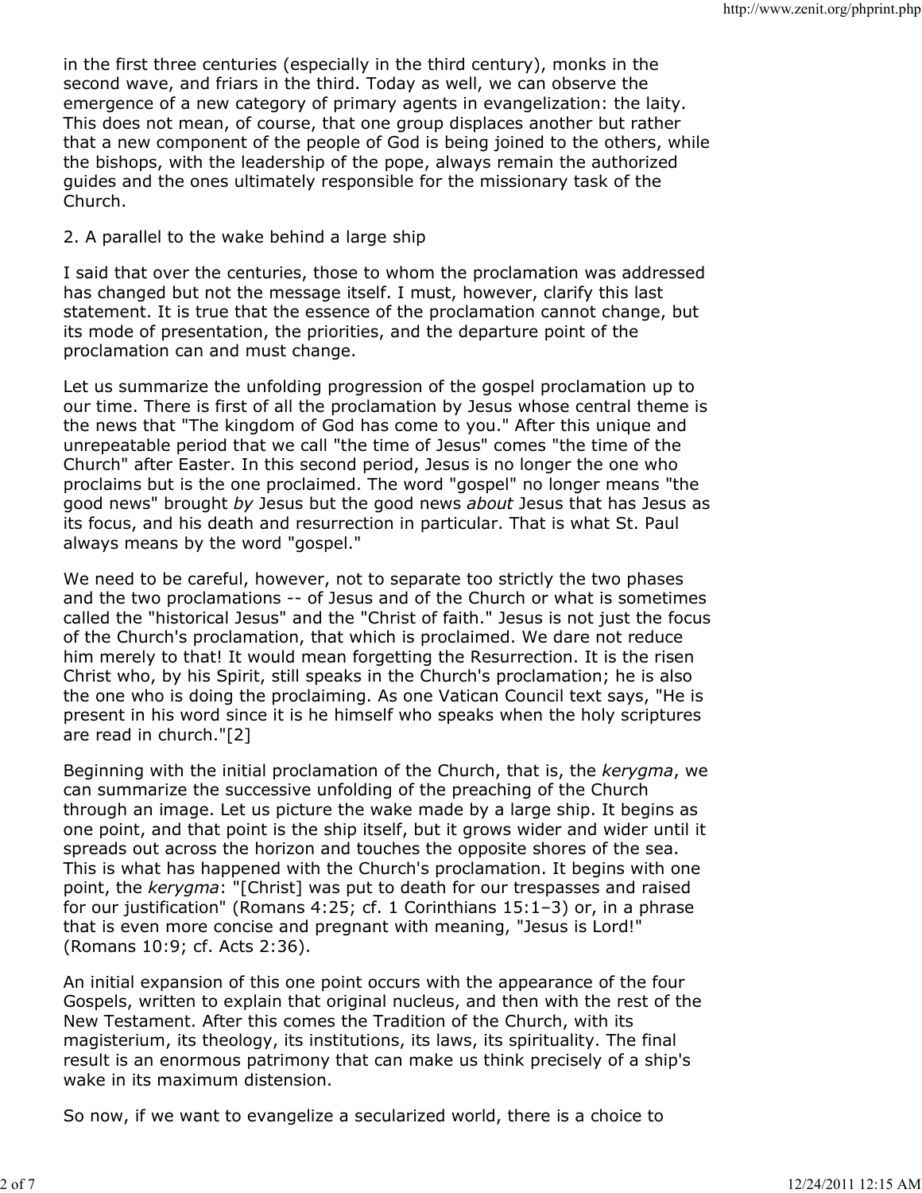in the first three centuries (especially in the third century), monks in the second wave, and friars in the third. Today as well, we can observe the emergence of a new category of primary agents in evangelization: the laity. This does not mean, of course, that one group displaces another but rather that a new component of the people of God is being joined to the others, while the bishops, with the leadership of the pope, always remain the authorized guides and the ones ultimately responsible for the missionary task of the Church.

## 2. A parallel to the wake behind a large ship

I said that over the centuries, those to whom the proclamation was addressed has changed but not the message itself. I must, however, clarify this last statement. It is true that the essence of the proclamation cannot change, but its mode of presentation, the priorities, and the departure point of the proclamation can and must change.

Let us summarize the unfolding progression of the gospel proclamation up to our time. There is first of all the proclamation by Jesus whose central theme is the news that "The kingdom of God has come to you." After this unique and unrepeatable period that we call "the time of Jesus" comes "the time of the Church" after Easter. In this second period, Jesus is no longer the one who proclaims but is the one proclaimed. The word "gospel" no longer means "the good news" brought *by* Jesus but the good news *about* Jesus that has Jesus as its focus, and his death and resurrection in particular. That is what St. Paul always means by the word "gospel."

We need to be careful, however, not to separate too strictly the two phases and the two proclamations -- of Jesus and of the Church or what is sometimes called the "historical Jesus" and the "Christ of faith." Jesus is not just the focus of the Church's proclamation, that which is proclaimed. We dare not reduce him merely to that! It would mean forgetting the Resurrection. It is the risen Christ who, by his Spirit, still speaks in the Church's proclamation; he is also the one who is doing the proclaiming. As one Vatican Council text says, "He is present in his word since it is he himself who speaks when the holy scriptures are read in church."[2]

Beginning with the initial proclamation of the Church, that is, the *kerygma*, we can summarize the successive unfolding of the preaching of the Church through an image. Let us picture the wake made by a large ship. It begins as one point, and that point is the ship itself, but it grows wider and wider until it spreads out across the horizon and touches the opposite shores of the sea. This is what has happened with the Church's proclamation. It begins with one point, the *kerygma*: "[Christ] was put to death for our trespasses and raised for our justification" (Romans 4:25; cf. 1 Corinthians 15:1–3) or, in a phrase that is even more concise and pregnant with meaning, "Jesus is Lord!" (Romans 10:9; cf. Acts 2:36).

An initial expansion of this one point occurs with the appearance of the four Gospels, written to explain that original nucleus, and then with the rest of the New Testament. After this comes the Tradition of the Church, with its magisterium, its theology, its institutions, its laws, its spirituality. The final result is an enormous patrimony that can make us think precisely of a ship's wake in its maximum distension.

So now, if we want to evangelize a secularized world, there is a choice to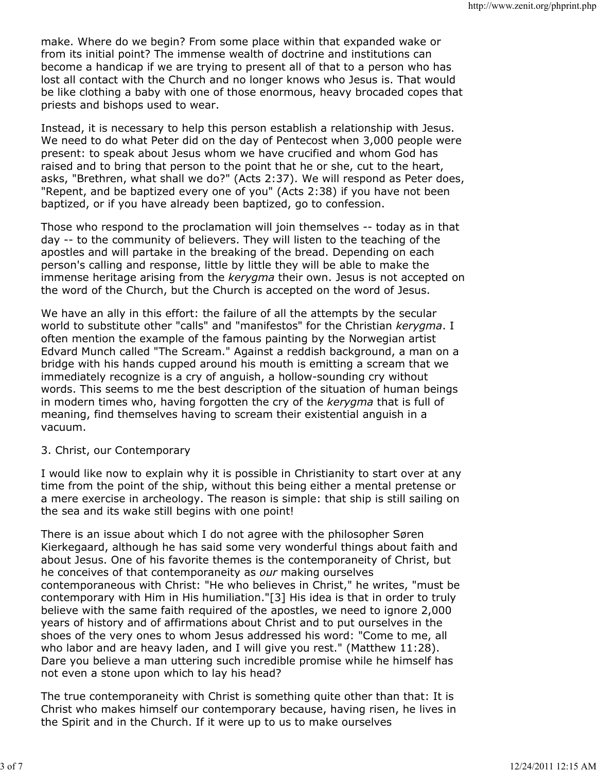make. Where do we begin? From some place within that expanded wake or from its initial point? The immense wealth of doctrine and institutions can become a handicap if we are trying to present all of that to a person who has lost all contact with the Church and no longer knows who Jesus is. That would be like clothing a baby with one of those enormous, heavy brocaded copes that priests and bishops used to wear.

Instead, it is necessary to help this person establish a relationship with Jesus. We need to do what Peter did on the day of Pentecost when 3,000 people were present: to speak about Jesus whom we have crucified and whom God has raised and to bring that person to the point that he or she, cut to the heart, asks, "Brethren, what shall we do?" (Acts 2:37). We will respond as Peter does, "Repent, and be baptized every one of you" (Acts 2:38) if you have not been baptized, or if you have already been baptized, go to confession.

Those who respond to the proclamation will join themselves -- today as in that day -- to the community of believers. They will listen to the teaching of the apostles and will partake in the breaking of the bread. Depending on each person's calling and response, little by little they will be able to make the immense heritage arising from the *kerygma* their own. Jesus is not accepted on the word of the Church, but the Church is accepted on the word of Jesus.

We have an ally in this effort: the failure of all the attempts by the secular world to substitute other "calls" and "manifestos" for the Christian *kerygma*. I often mention the example of the famous painting by the Norwegian artist Edvard Munch called "The Scream." Against a reddish background, a man on a bridge with his hands cupped around his mouth is emitting a scream that we immediately recognize is a cry of anguish, a hollow-sounding cry without words. This seems to me the best description of the situation of human beings in modern times who, having forgotten the cry of the *kerygma* that is full of meaning, find themselves having to scream their existential anguish in a vacuum.

## 3. Christ, our Contemporary

I would like now to explain why it is possible in Christianity to start over at any time from the point of the ship, without this being either a mental pretense or a mere exercise in archeology. The reason is simple: that ship is still sailing on the sea and its wake still begins with one point!

There is an issue about which I do not agree with the philosopher Søren Kierkegaard, although he has said some very wonderful things about faith and about Jesus. One of his favorite themes is the contemporaneity of Christ, but he conceives of that contemporaneity as *our* making ourselves contemporaneous with Christ: "He who believes in Christ," he writes, "must be contemporary with Him in His humiliation."[3] His idea is that in order to truly believe with the same faith required of the apostles, we need to ignore 2,000 years of history and of affirmations about Christ and to put ourselves in the shoes of the very ones to whom Jesus addressed his word: "Come to me, all who labor and are heavy laden, and I will give you rest." (Matthew 11:28). Dare you believe a man uttering such incredible promise while he himself has not even a stone upon which to lay his head?

The true contemporaneity with Christ is something quite other than that: It is Christ who makes himself our contemporary because, having risen, he lives in the Spirit and in the Church. If it were up to us to make ourselves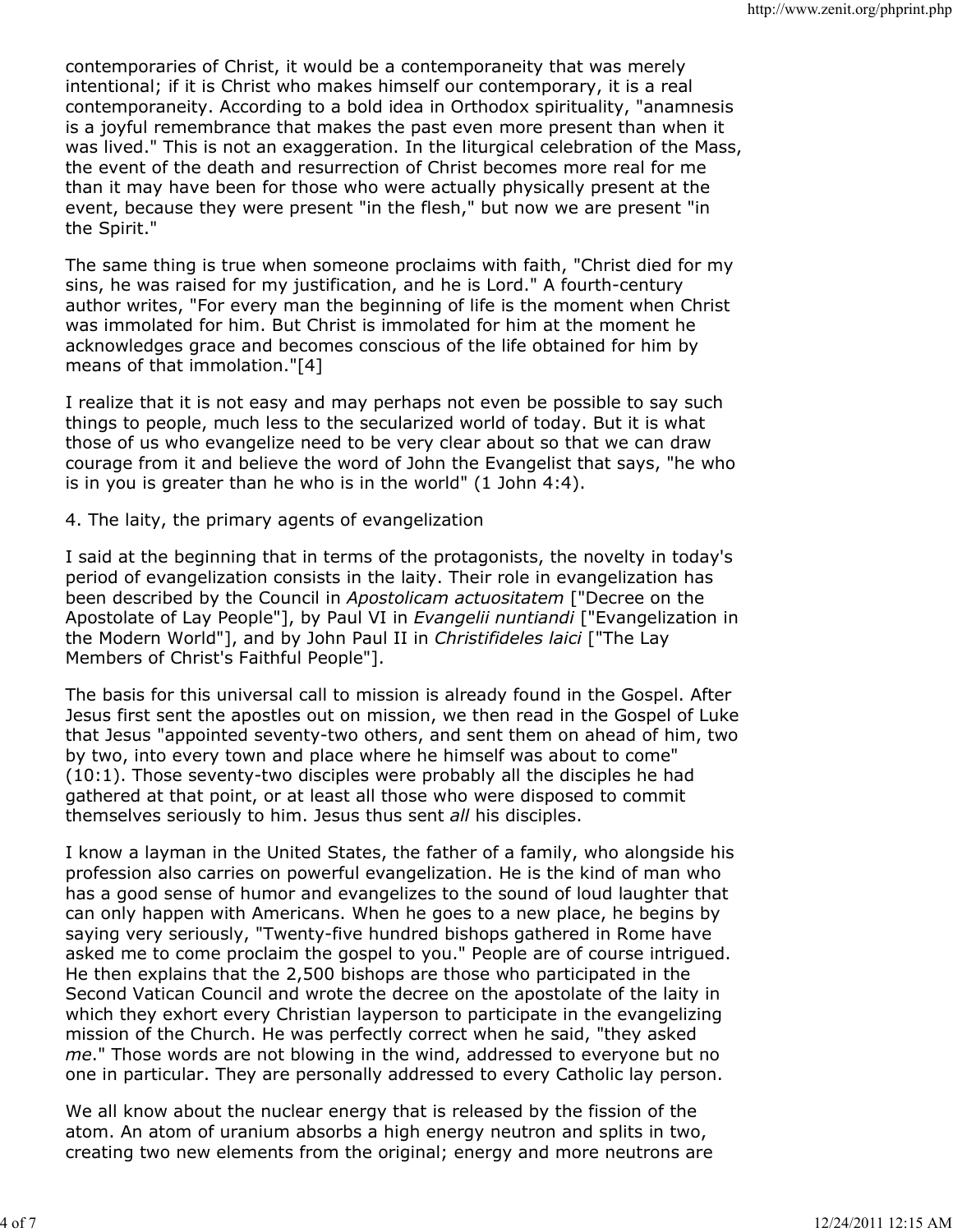contemporaries of Christ, it would be a contemporaneity that was merely intentional; if it is Christ who makes himself our contemporary, it is a real contemporaneity. According to a bold idea in Orthodox spirituality, "anamnesis is a joyful remembrance that makes the past even more present than when it was lived." This is not an exaggeration. In the liturgical celebration of the Mass, the event of the death and resurrection of Christ becomes more real for me than it may have been for those who were actually physically present at the event, because they were present "in the flesh," but now we are present "in the Spirit."

The same thing is true when someone proclaims with faith, "Christ died for my sins, he was raised for my justification, and he is Lord." A fourth-century author writes, "For every man the beginning of life is the moment when Christ was immolated for him. But Christ is immolated for him at the moment he acknowledges grace and becomes conscious of the life obtained for him by means of that immolation."[4]

I realize that it is not easy and may perhaps not even be possible to say such things to people, much less to the secularized world of today. But it is what those of us who evangelize need to be very clear about so that we can draw courage from it and believe the word of John the Evangelist that says, "he who is in you is greater than he who is in the world" (1 John 4:4).

## 4. The laity, the primary agents of evangelization

I said at the beginning that in terms of the protagonists, the novelty in today's period of evangelization consists in the laity. Their role in evangelization has been described by the Council in *Apostolicam actuositatem* ["Decree on the Apostolate of Lay People"], by Paul VI in *Evangelii nuntiandi* ["Evangelization in the Modern World"], and by John Paul II in *Christifideles laici* ["The Lay Members of Christ's Faithful People"].

The basis for this universal call to mission is already found in the Gospel. After Jesus first sent the apostles out on mission, we then read in the Gospel of Luke that Jesus "appointed seventy-two others, and sent them on ahead of him, two by two, into every town and place where he himself was about to come" (10:1). Those seventy-two disciples were probably all the disciples he had gathered at that point, or at least all those who were disposed to commit themselves seriously to him. Jesus thus sent *all* his disciples.

I know a layman in the United States, the father of a family, who alongside his profession also carries on powerful evangelization. He is the kind of man who has a good sense of humor and evangelizes to the sound of loud laughter that can only happen with Americans. When he goes to a new place, he begins by saying very seriously, "Twenty-five hundred bishops gathered in Rome have asked me to come proclaim the gospel to you." People are of course intrigued. He then explains that the 2,500 bishops are those who participated in the Second Vatican Council and wrote the decree on the apostolate of the laity in which they exhort every Christian layperson to participate in the evangelizing mission of the Church. He was perfectly correct when he said, "they asked *me*." Those words are not blowing in the wind, addressed to everyone but no one in particular. They are personally addressed to every Catholic lay person.

We all know about the nuclear energy that is released by the fission of the atom. An atom of uranium absorbs a high energy neutron and splits in two, creating two new elements from the original; energy and more neutrons are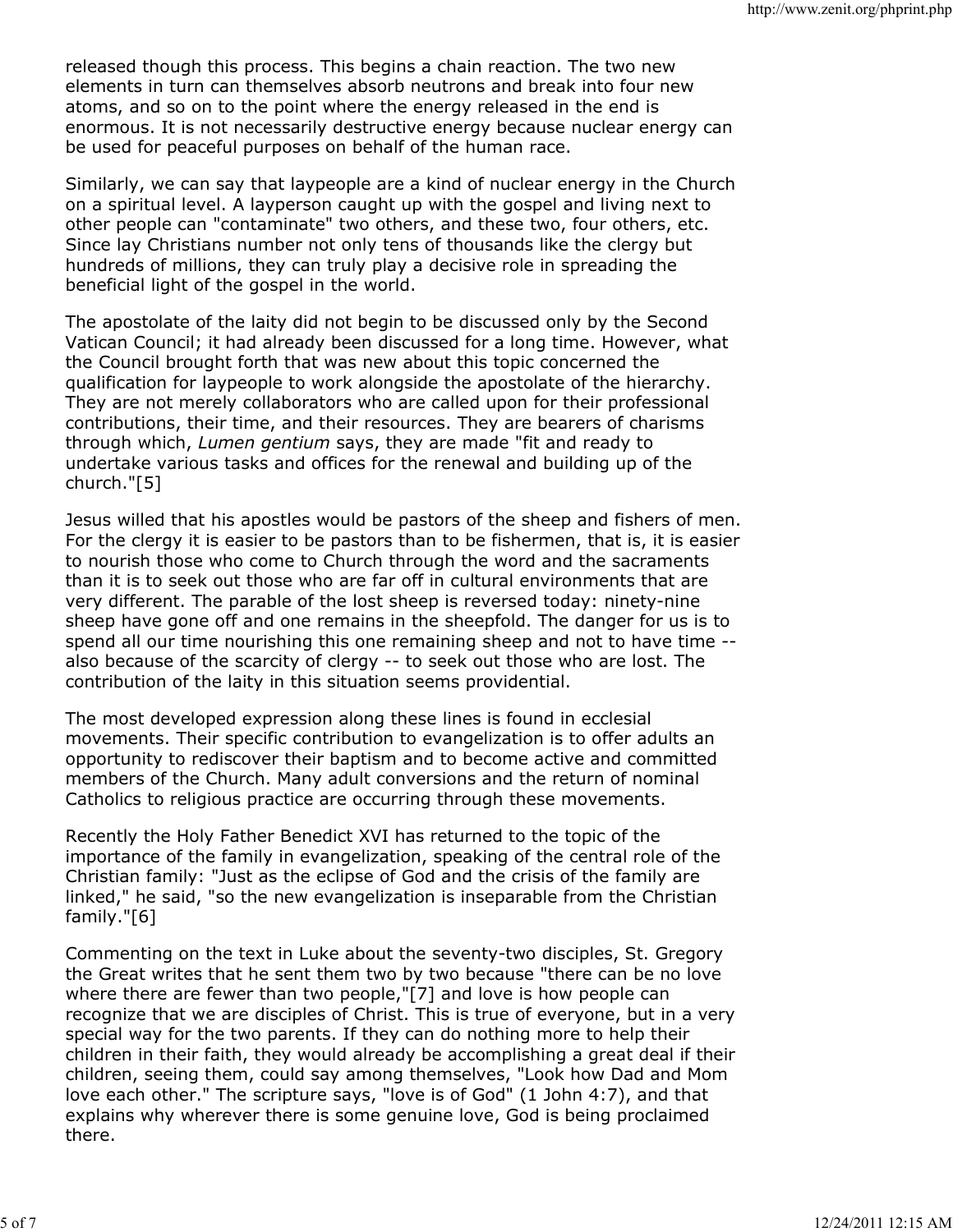released though this process. This begins a chain reaction. The two new elements in turn can themselves absorb neutrons and break into four new atoms, and so on to the point where the energy released in the end is enormous. It is not necessarily destructive energy because nuclear energy can be used for peaceful purposes on behalf of the human race.

Similarly, we can say that laypeople are a kind of nuclear energy in the Church on a spiritual level. A layperson caught up with the gospel and living next to other people can "contaminate" two others, and these two, four others, etc. Since lay Christians number not only tens of thousands like the clergy but hundreds of millions, they can truly play a decisive role in spreading the beneficial light of the gospel in the world.

The apostolate of the laity did not begin to be discussed only by the Second Vatican Council; it had already been discussed for a long time. However, what the Council brought forth that was new about this topic concerned the qualification for laypeople to work alongside the apostolate of the hierarchy. They are not merely collaborators who are called upon for their professional contributions, their time, and their resources. They are bearers of charisms through which, *Lumen gentium* says, they are made "fit and ready to undertake various tasks and offices for the renewal and building up of the church."[5]

Jesus willed that his apostles would be pastors of the sheep and fishers of men. For the clergy it is easier to be pastors than to be fishermen, that is, it is easier to nourish those who come to Church through the word and the sacraments than it is to seek out those who are far off in cultural environments that are very different. The parable of the lost sheep is reversed today: ninety-nine sheep have gone off and one remains in the sheepfold. The danger for us is to spend all our time nourishing this one remaining sheep and not to have time -- also because of the scarcity of clergy -- to seek out those who are lost. The contribution of the laity in this situation seems providential.

The most developed expression along these lines is found in ecclesial movements. Their specific contribution to evangelization is to offer adults an opportunity to rediscover their baptism and to become active and committed members of the Church. Many adult conversions and the return of nominal Catholics to religious practice are occurring through these movements.

Recently the Holy Father Benedict XVI has returned to the topic of the importance of the family in evangelization, speaking of the central role of the Christian family: "Just as the eclipse of God and the crisis of the family are linked," he said, "so the new evangelization is inseparable from the Christian family."[6]

Commenting on the text in Luke about the seventy-two disciples, St. Gregory the Great writes that he sent them two by two because "there can be no love where there are fewer than two people,"[7] and love is how people can recognize that we are disciples of Christ. This is true of everyone, but in a very special way for the two parents. If they can do nothing more to help their children in their faith, they would already be accomplishing a great deal if their children, seeing them, could say among themselves, "Look how Dad and Mom love each other." The scripture says, "love is of God" (1 John 4:7), and that explains why wherever there is some genuine love, God is being proclaimed there.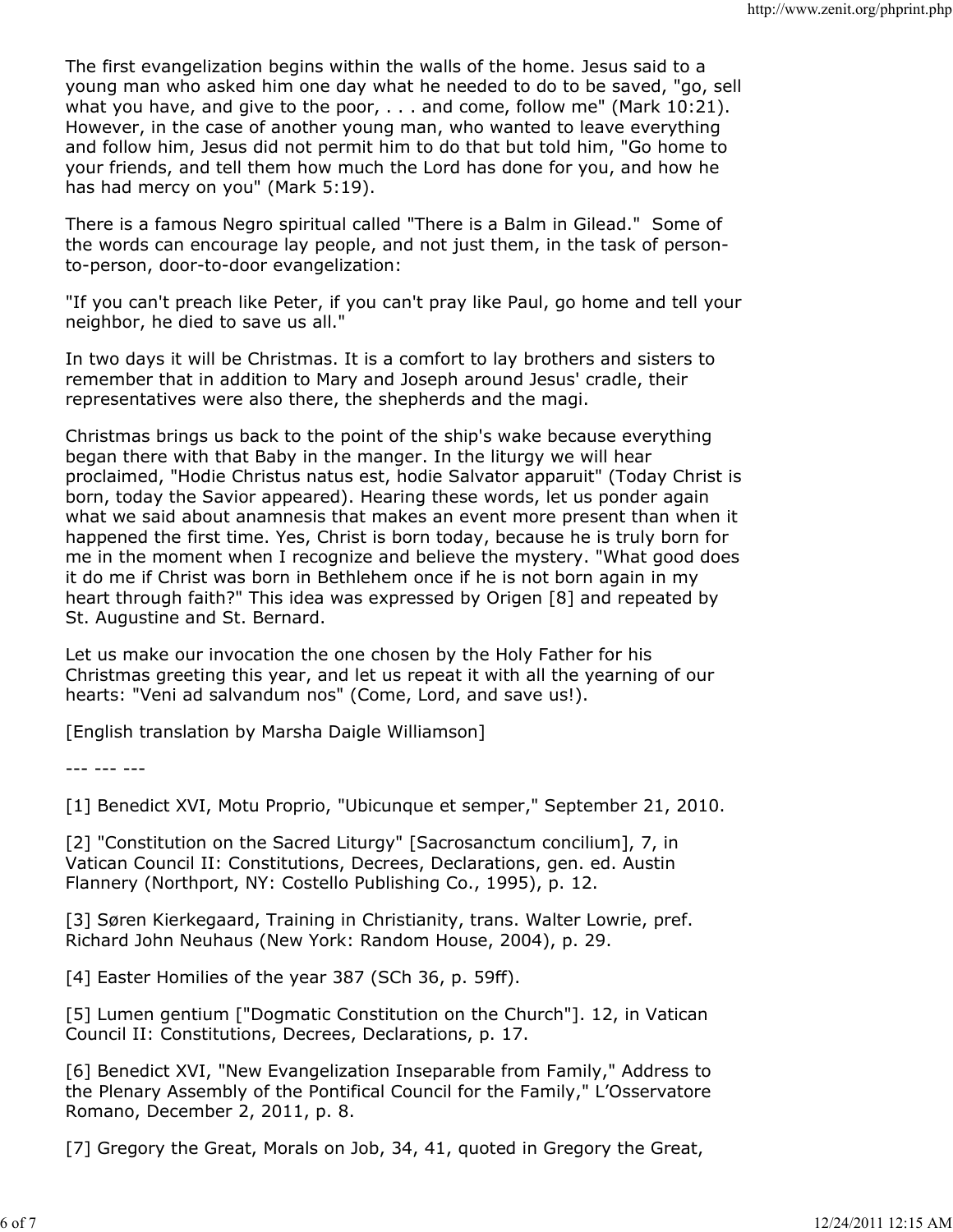The first evangelization begins within the walls of the home. Jesus said to a young man who asked him one day what he needed to do to be saved, "go, sell what you have, and give to the poor, . . . and come, follow me" (Mark 10:21). However, in the case of another young man, who wanted to leave everything and follow him, Jesus did not permit him to do that but told him, "Go home to your friends, and tell them how much the Lord has done for you, and how he has had mercy on you" (Mark 5:19).

There is a famous Negro spiritual called "There is a Balm in Gilead." Some of the words can encourage lay people, and not just them, in the task of person-to-person, door-to-door evangelization:

"If you can't preach like Peter, if you can't pray like Paul, go home and tell your neighbor, he died to save us all."

In two days it will be Christmas. It is a comfort to lay brothers and sisters to remember that in addition to Mary and Joseph around Jesus' cradle, their representatives were also there, the shepherds and the magi.

Christmas brings us back to the point of the ship's wake because everything began there with that Baby in the manger. In the liturgy we will hear proclaimed, "Hodie Christus natus est, hodie Salvator apparuit" (Today Christ is born, today the Savior appeared). Hearing these words, let us ponder again what we said about anamnesis that makes an event more present than when it happened the first time. Yes, Christ is born today, because he is truly born for me in the moment when I recognize and believe the mystery. "What good does it do me if Christ was born in Bethlehem once if he is not born again in my heart through faith?" This idea was expressed by Origen [8] and repeated by St. Augustine and St. Bernard.

Let us make our invocation the one chosen by the Holy Father for his Christmas greeting this year, and let us repeat it with all the yearning of our hearts: "Veni ad salvandum nos" (Come, Lord, and save us!).

[English translation by Marsha Daigle Williamson]

--- --- ---

[1] Benedict XVI, Motu Proprio, "Ubicunque et semper," September 21, 2010.

[2] "Constitution on the Sacred Liturgy" [Sacrosanctum concilium], 7, in Vatican Council II: Constitutions, Decrees, Declarations, gen. ed. Austin Flannery (Northport, NY: Costello Publishing Co., 1995), p. 12.

[3] Søren Kierkegaard, Training in Christianity, trans. Walter Lowrie, pref. Richard John Neuhaus (New York: Random House, 2004), p. 29.

[4] Easter Homilies of the year 387 (SCh 36, p. 59ff).

[5] Lumen gentium ["Dogmatic Constitution on the Church"]. 12, in Vatican Council II: Constitutions, Decrees, Declarations, p. 17.

[6] Benedict XVI, "New Evangelization Inseparable from Family," Address to the Plenary Assembly of the Pontifical Council for the Family," L'Osservatore Romano, December 2, 2011, p. 8.

[7] Gregory the Great, Morals on Job, 34, 41, quoted in Gregory the Great,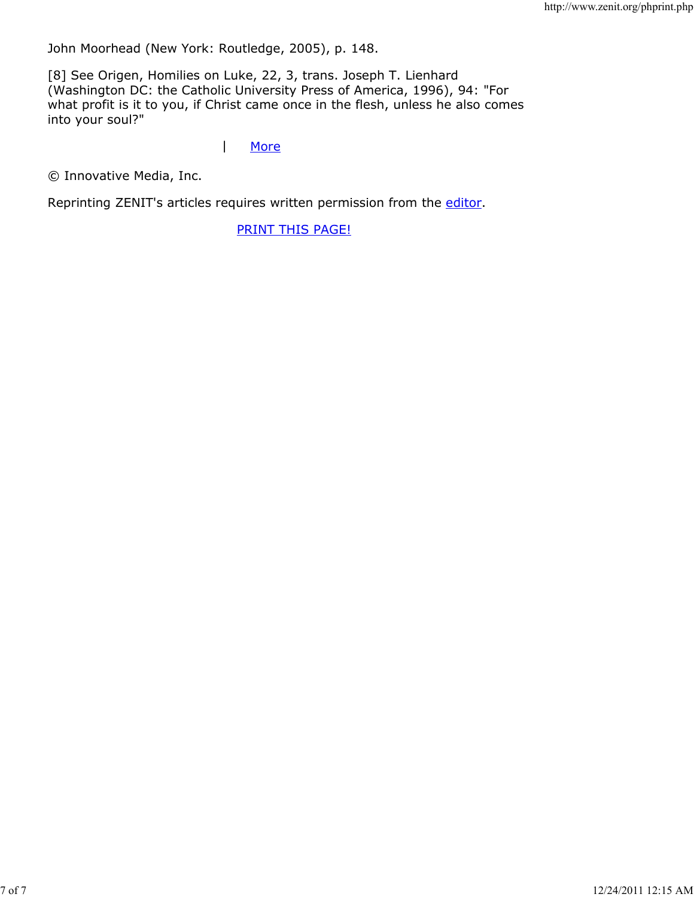John Moorhead (New York: Routledge, 2005), p. 148.

[8] See Origen, Homilies on Luke, 22, 3, trans. Joseph T. Lienhard (Washington DC: the Catholic University Press of America, 1996), 94: "For what profit is it to you, if Christ came once in the flesh, unless he also comes into your soul?"

| More

© Innovative Media, Inc.

Reprinting ZENIT's articles requires written permission from the editor.

PRINT THIS PAGE!